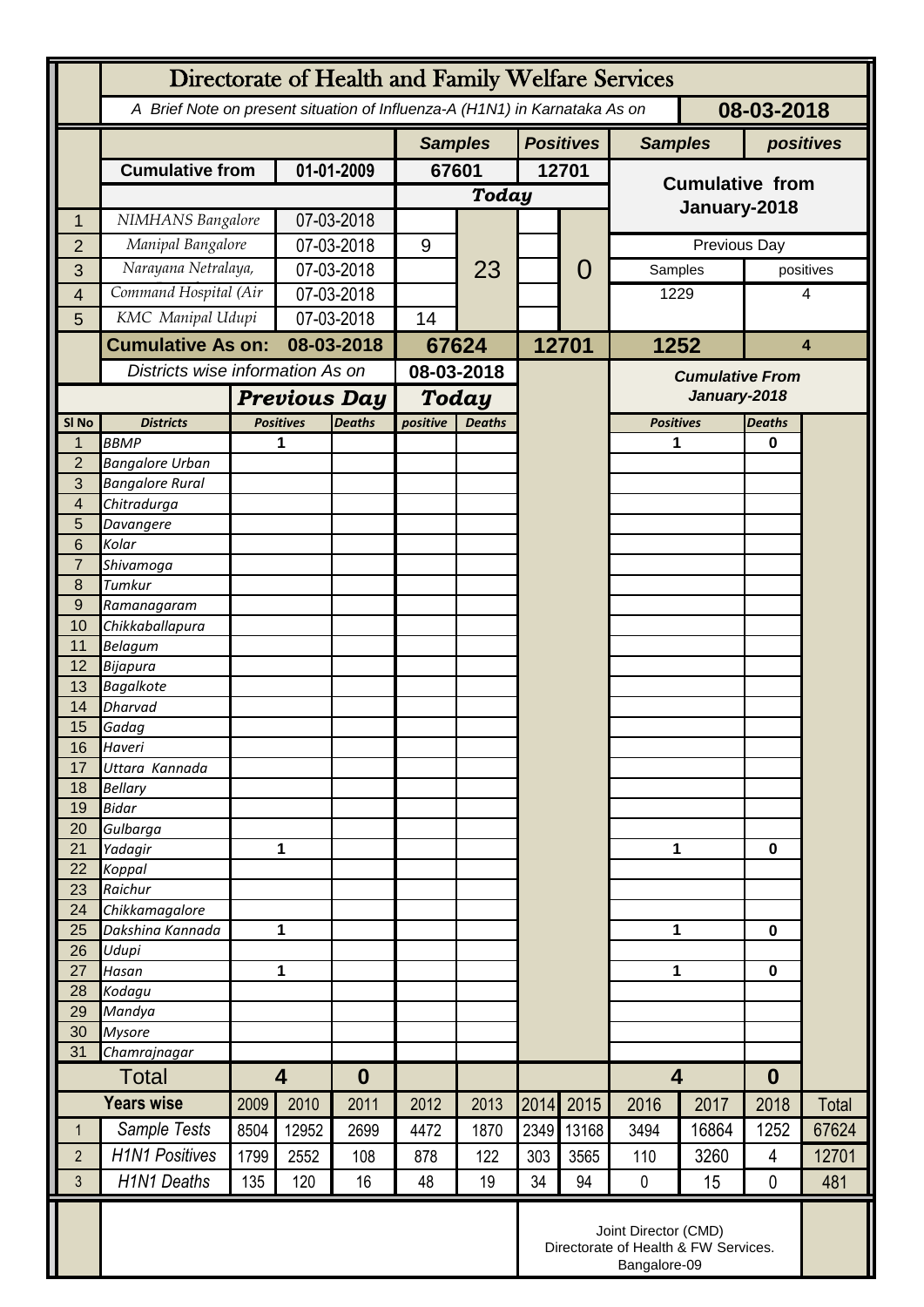# Directorate of Health and Family Welfare Services

*A Brief Note on present situation of Influenza-A (H1N1) in Karnataka As on* **08-03-2018**

| | | | Samples | | Positives | | Samples | positives |
|---|---|---|---|---|---|---|---|---|
| | **Cumulative from** | **01-01-2009** | **67601** | | **12701** | | **Cumulative from January-2018** | |
| | | | ***Today*** | | | | | |
| 1 | *NIMHANS Bangalore* | 07-03-2018 | | 23 | | 0 | | |
| 2 | *Manipal Bangalore* | 07-03-2018 | 9 | | | | Previous Day | |
| 3 | *Narayana Netralaya,* | 07-03-2018 | | | | | Samples | positives |
| 4 | *Command Hospital (Air* | 07-03-2018 | | | | | 1229 | 4 |
| 5 | *KMC Manipal Udupi* | 07-03-2018 | 14 | | | | | |
| | **Cumulative As on:** | **08-03-2018** | **67624** | | **12701** | | **1252** | **4** |

*Districts wise information As on* **08-03-2018**

| Sl No | Districts | Previous Day Positives | Previous Day Deaths | Today positive | Today Deaths | Cumulative From January-2018 Positives | Cumulative From January-2018 Deaths |
|---|---|---|---|---|---|---|---|
| 1 | BBMP | 1 | | | | 1 | 0 |
| 2 | Bangalore Urban | | | | | | |
| 3 | Bangalore Rural | | | | | | |
| 4 | Chitradurga | | | | | | |
| 5 | Davangere | | | | | | |
| 6 | Kolar | | | | | | |
| 7 | Shivamoga | | | | | | |
| 8 | Tumkur | | | | | | |
| 9 | Ramanagaram | | | | | | |
| 10 | Chikkaballapura | | | | | | |
| 11 | Belagum | | | | | | |
| 12 | Bijapura | | | | | | |
| 13 | Bagalkote | | | | | | |
| 14 | Dharvad | | | | | | |
| 15 | Gadag | | | | | | |
| 16 | Haveri | | | | | | |
| 17 | Uttara Kannada | | | | | | |
| 18 | Bellary | | | | | | |
| 19 | Bidar | | | | | | |
| 20 | Gulbarga | | | | | | |
| 21 | Yadagir | 1 | | | | 1 | 0 |
| 22 | Koppal | | | | | | |
| 23 | Raichur | | | | | | |
| 24 | Chikkamagalore | | | | | | |
| 25 | Dakshina Kannada | 1 | | | | 1 | 0 |
| 26 | Udupi | | | | | | |
| 27 | Hasan | 1 | | | | 1 | 0 |
| 28 | Kodagu | | | | | | |
| 29 | Mandya | | | | | | |
| 30 | Mysore | | | | | | |
| 31 | Chamrajnagar | | | | | | |
| | **Total** | **4** | **0** | | | **4** | **0** |

| | Years wise | 2009 | 2010 | 2011 | 2012 | 2013 | 2014 | 2015 | 2016 | 2017 | 2018 | Total |
|---|---|---|---|---|---|---|---|---|---|---|---|---|
| 1 | Sample Tests | 8504 | 12952 | 2699 | 4472 | 1870 | 2349 | 13168 | 3494 | 16864 | 1252 | 67624 |
| 2 | H1N1 Positives | 1799 | 2552 | 108 | 878 | 122 | 303 | 3565 | 110 | 3260 | 4 | 12701 |
| 3 | H1N1 Deaths | 135 | 120 | 16 | 48 | 19 | 34 | 94 | 0 | 15 | 0 | 481 |

Joint Director (CMD)
Directorate of Health & FW Services.
Bangalore-09